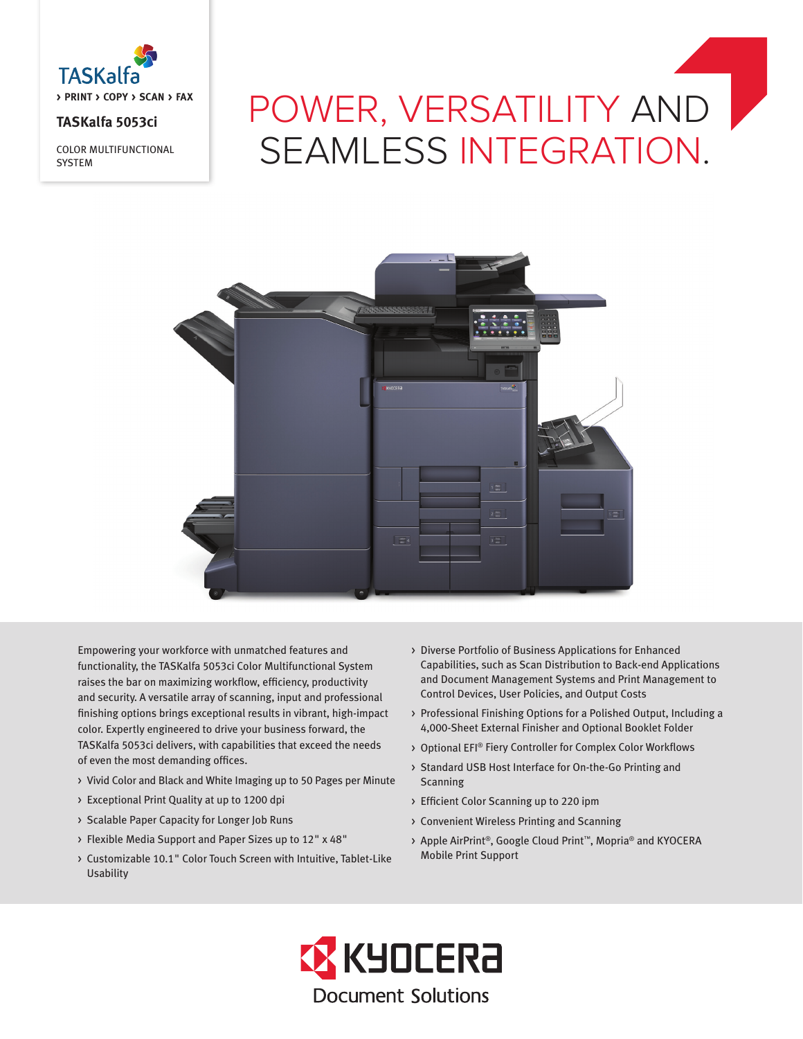TASKalfa

› PRINT › COPY › SCAN › FAX

**TASKalfa 5053ci**

COLOR MULTIFUNCTIONAL SYSTEM

# POWER, VERSATILITY AND SEAMLESS INTEGRATION.

Empowering your workforce with unmatched features and functionality, the TASKalfa 5053ci Color Multifunctional System raises the bar on maximizing workflow, efficiency, productivity and security. A versatile array of scanning, input and professional finishing options brings exceptional results in vibrant, high-impact color. Expertly engineered to drive your business forward, the TASKalfa 5053ci delivers, with capabilities that exceed the needs of even the most demanding offices.

- Vivid Color and Black and White Imaging up to 50 Pages per Minute
- Exceptional Print Quality at up to 1200 dpi
- Scalable Paper Capacity for Longer Job Runs
- Flexible Media Support and Paper Sizes up to 12" x 48"
- Customizable 10.1" Color Touch Screen with Intuitive, Tablet-Like Usability
- Diverse Portfolio of Business Applications for Enhanced Capabilities, such as Scan Distribution to Back-end Applications and Document Management Systems and Print Management to Control Devices, User Policies, and Output Costs
- Professional Finishing Options for a Polished Output, Including a 4,000-Sheet External Finisher and Optional Booklet Folder
- Optional EFI® Fiery Controller for Complex Color Workflows
- Standard USB Host Interface for On-the-Go Printing and Scanning
- Efficient Color Scanning up to 220 ipm
- Convenient Wireless Printing and Scanning
- Apple AirPrint®, Google Cloud Print™, Mopria® and KYOCERA Mobile Print Support

KYOCERA Document Solutions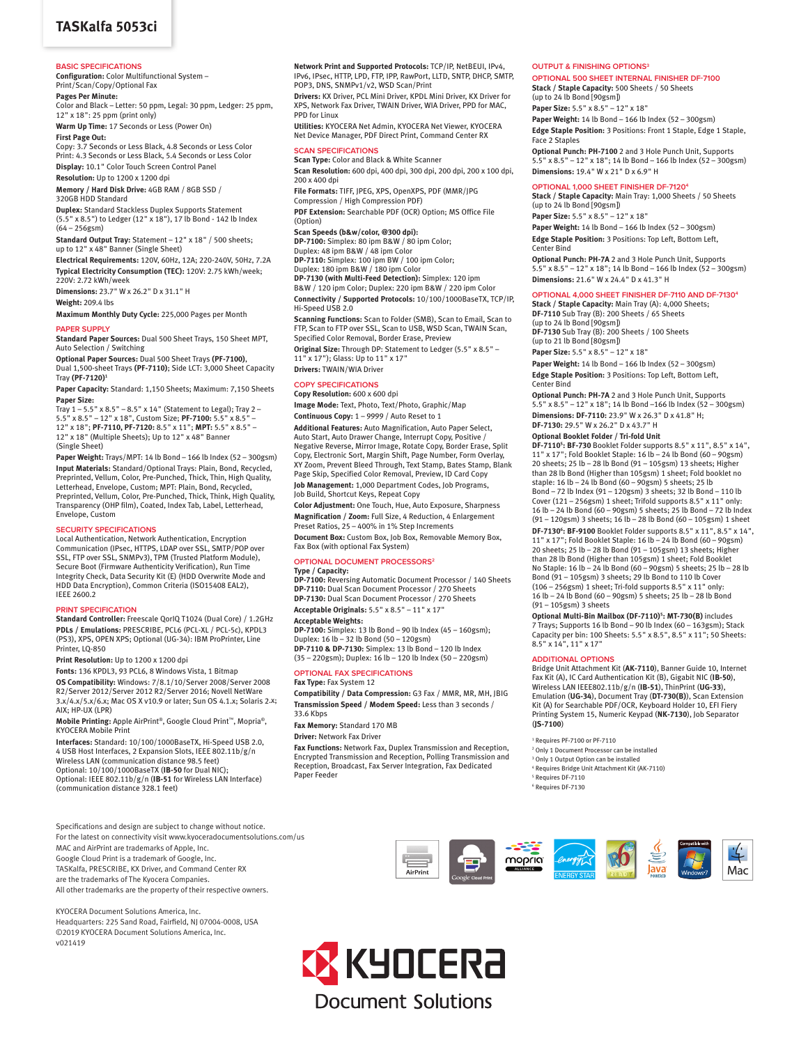# TASKalfa 5053ci

## BASIC SPECIFICATIONS

**Configuration:** Color Multifunctional System – Print/Scan/Copy/Optional Fax

**Pages Per Minute:**
Color and Black – Letter: 50 ppm, Legal: 30 ppm, Ledger: 25 ppm, 12" x 18": 25 ppm (print only)

**Warm Up Time:** 17 Seconds or Less (Power On)

**First Page Out:**
Copy: 3.7 Seconds or Less Black, 4.8 Seconds or Less Color
Print: 4.3 Seconds or Less Black, 5.4 Seconds or Less Color

**Display:** 10.1" Color Touch Screen Control Panel

**Resolution:** Up to 1200 x 1200 dpi

**Memory / Hard Disk Drive:** 4GB RAM / 8GB SSD / 320GB HDD Standard

**Duplex:** Standard Stackless Duplex Supports Statement (5.5" x 8.5") to Ledger (12" x 18"), 17 lb Bond - 142 lb Index (64 – 256gsm)

**Standard Output Tray:** Statement – 12" x 18" / 500 sheets; up to 12" x 48" Banner (Single Sheet)

**Electrical Requirements:** 120V, 60Hz, 12A; 220-240V, 50Hz, 7.2A

**Typical Electricity Consumption (TEC):** 120V: 2.75 kWh/week; 220V: 2.72 kWh/week

**Dimensions:** 23.7" W x 26.2" D x 31.1" H

**Weight:** 209.4 lbs

**Maximum Monthly Duty Cycle:** 225,000 Pages per Month

## PAPER SUPPLY

**Standard Paper Sources:** Dual 500 Sheet Trays, 150 Sheet MPT, Auto Selection / Switching

**Optional Paper Sources:** Dual 500 Sheet Trays (**PF-7100**), Dual 1,500-sheet Trays (**PF-7110**); Side LCT: 3,000 Sheet Capacity Tray (**PF-7120**)[1]

**Paper Capacity:** Standard: 1,150 Sheets; Maximum: 7,150 Sheets

**Paper Size:**
Tray 1 – 5.5" x 8.5" – 8.5" x 14" (Statement to Legal); Tray 2 – 5.5" x 8.5" – 12" x 18", Custom Size; **PF-7100:** 5.5" x 8.5" – 12" x 18"; **PF-7110, PF-7120:** 8.5" x 11"; **MPT:** 5.5" x 8.5" – 12" x 18" (Multiple Sheets); Up to 12" x 48" Banner (Single Sheet)

**Paper Weight:** Trays/MPT: 14 lb Bond – 166 lb Index (52 – 300gsm)

**Input Materials:** Standard/Optional Trays: Plain, Bond, Recycled, Preprinted, Vellum, Color, Pre-Punched, Thick, Thin, High Quality, Letterhead, Envelope, Custom; MPT: Plain, Bond, Recycled, Preprinted, Vellum, Color, Pre-Punched, Thick, Think, High Quality, Transparency (OHP film), Coated, Index Tab, Label, Letterhead, Envelope, Custom

## SECURITY SPECIFICATIONS

Local Authentication, Network Authentication, Encryption Communication (IPsec, HTTPS, LDAP over SSL, SMTP/POP over SSL, FTP over SSL, SNMPv3), TPM (Trusted Platform Module), Secure Boot (Firmware Authenticity Verification), Run Time Integrity Check, Data Security Kit (E) (HDD Overwrite Mode and HDD Data Encryption), Common Criteria (ISO15408 EAL2), IEEE 2600.2

## PRINT SPECIFICATION

**Standard Controller:** Freescale QorIQ T1024 (Dual Core) / 1.2GHz

**PDLs / Emulations:** PRESCRIBE, PCL6 (PCL-XL / PCL-5c), KPDL3 (PS3), XPS, OPEN XPS; Optional (UG-34): IBM ProPrinter, Line Printer, LQ-850

**Print Resolution:** Up to 1200 x 1200 dpi

**Fonts:** 136 KPDL3, 93 PCL6, 8 Windows Vista, 1 Bitmap

**OS Compatibility:** Windows: 7/8.1/10/Server 2008/Server 2008 R2/Server 2012/Server 2012 R2/Server 2016; Novell NetWare 3.x/4.x/5.x/6.x; Mac OS X v10.9 or later; Sun OS 4.1.x; Solaris 2.x; AIX; HP-UX (LPR)

**Mobile Printing:** Apple AirPrint®, Google Cloud Print™, Mopria®, KYOCERA Mobile Print

**Interfaces:** Standard: 10/100/1000BaseTX, Hi-Speed USB 2.0, 4 USB Host Interfaces, 2 Expansion Slots, IEEE 802.11b/g/n Wireless LAN (communication distance 98.5 feet)
Optional: 10/100/1000BaseTX (**IB-50** for Dual NIC); Optional: IEEE 802.11b/g/n (**IB-51** for Wireless LAN Interface) (communication distance 328.1 feet)

**Network Print and Supported Protocols:** TCP/IP, NetBEUI, IPv4, IPv6, IPsec, HTTP, LPD, FTP, IPP, RawPort, LLTD, SNTP, DHCP, SMTP, POP3, DNS, SNMPv1/v2, WSD Scan/Print

**Drivers:** KX Driver, PCL Mini Driver, KPDL Mini Driver, KX Driver for XPS, Network Fax Driver, TWAIN Driver, WIA Driver, PPD for MAC, PPD for Linux

**Utilities:** KYOCERA Net Admin, KYOCERA Net Viewer, KYOCERA Net Device Manager, PDF Direct Print, Command Center RX

## SCAN SPECIFICATIONS

**Scan Type:** Color and Black & White Scanner

**Scan Resolution:** 600 dpi, 400 dpi, 300 dpi, 200 dpi, 200 x 100 dpi, 200 x 400 dpi

**File Formats:** TIFF, JPEG, XPS, OpenXPS, PDF (MMR/JPG Compression / High Compression PDF)

**PDF Extension:** Searchable PDF (OCR) Option; MS Office File (Option)

**Scan Speeds (b&w/color, @300 dpi):**
**DP-7100:** Simplex: 80 ipm B&W / 80 ipm Color; Duplex: 48 ipm B&W / 48 ipm Color
**DP-7110:** Simplex: 100 ipm BW / 100 ipm Color; Duplex: 180 ipm B&W / 180 ipm Color
**DP-7130 (with Multi-Feed Detection):** Simplex: 120 ipm B&W / 120 ipm Color; Duplex: 220 ipm B&W / 220 ipm Color

**Connectivity / Supported Protocols:** 10/100/1000BaseTX, TCP/IP, Hi-Speed USB 2.0

**Scanning Functions:** Scan to Folder (SMB), Scan to Email, Scan to FTP, Scan to FTP over SSL, Scan to USB, WSD Scan, TWAIN Scan, Specified Color Removal, Border Erase, Preview

**Original Size:** Through DP: Statement to Ledger (5.5" x 8.5" – 11" x 17"); Glass: Up to 11" x 17"

**Drivers:** TWAIN/WIA Driver

## COPY SPECIFICATIONS

**Copy Resolution:** 600 x 600 dpi

**Image Mode:** Text, Photo, Text/Photo, Graphic/Map

**Continuous Copy:** 1 – 9999 / Auto Reset to 1

**Additional Features:** Auto Magnification, Auto Paper Select, Auto Start, Auto Drawer Change, Interrupt Copy, Positive / Negative Reverse, Mirror Image, Rotate Copy, Border Erase, Split Copy, Electronic Sort, Margin Shift, Page Number, Form Overlay, XY Zoom, Prevent Bleed Through, Text Stamp, Bates Stamp, Blank Page Skip, Specified Color Removal, Preview, ID Card Copy

**Job Management:** 1,000 Department Codes, Job Programs, Job Build, Shortcut Keys, Repeat Copy

**Color Adjustment:** One Touch, Hue, Auto Exposure, Sharpness

**Magnification / Zoom:** Full Size, 4 Reduction, 4 Enlargement Preset Ratios, 25 – 400% in 1% Step Increments

**Document Box:** Custom Box, Job Box, Removable Memory Box, Fax Box (with optional Fax System)

## OPTIONAL DOCUMENT PROCESSORS[2]

**Type / Capacity:**
**DP-7100:** Reversing Automatic Document Processor / 140 Sheets
**DP-7110:** Dual Scan Document Processor / 270 Sheets
**DP-7130:** Dual Scan Document Processor / 270 Sheets

**Acceptable Originals:** 5.5" x 8.5" – 11" x 17"

**Acceptable Weights:**
**DP-7100:** Simplex: 13 lb Bond – 90 lb Index (45 – 160gsm); Duplex: 16 lb – 32 lb Bond (50 – 120gsm)
**DP-7110 & DP-7130:** Simplex: 13 lb Bond – 120 lb Index (35 – 220gsm); Duplex: 16 lb – 120 lb Index (50 – 220gsm)

## OPTIONAL FAX SPECIFICATIONS

**Fax Type:** Fax System 12

**Compatibility / Data Compression:** G3 Fax / MMR, MR, MH, JBIG

**Transmission Speed / Modem Speed:** Less than 3 seconds / 33.6 Kbps

**Fax Memory:** Standard 170 MB

**Driver:** Network Fax Driver

**Fax Functions:** Network Fax, Duplex Transmission and Reception, Encrypted Transmission and Reception, Polling Transmission and Reception, Broadcast, Fax Server Integration, Fax Dedicated Paper Feeder

## OUTPUT & FINISHING OPTIONS[3]

### OPTIONAL 500 SHEET INTERNAL FINISHER DF-7100

**Stack / Staple Capacity:** 500 Sheets / 50 Sheets (up to 24 lb Bond [90gsm])

**Paper Size:** 5.5" x 8.5" – 12" x 18"

**Paper Weight:** 14 lb Bond – 166 lb Index (52 – 300gsm)

**Edge Staple Position:** 3 Positions: Front 1 Staple, Edge 1 Staple, Face 2 Staples

**Optional Punch: PH-7100** 2 and 3 Hole Punch Unit, Supports 5.5" x 8.5" – 12" x 18"; 14 lb Bond – 166 lb Index (52 – 300gsm)

**Dimensions:** 19.4" W x 21" D x 6.9" H

### OPTIONAL 1,000 SHEET FINISHER DF-7120[4]

**Stack / Staple Capacity:** Main Tray: 1,000 Sheets / 50 Sheets (up to 24 lb Bond [90gsm])

**Paper Size:** 5.5" x 8.5" – 12" x 18"

**Paper Weight:** 14 lb Bond – 166 lb Index (52 – 300gsm)

**Edge Staple Position:** 3 Positions: Top Left, Bottom Left, Center Bind

**Optional Punch: PH-7A** 2 and 3 Hole Punch Unit, Supports 5.5" x 8.5" – 12" x 18"; 14 lb Bond – 166 lb Index (52 – 300gsm)

**Dimensions:** 21.6" W x 24.4" D x 41.3" H

### OPTIONAL 4,000 SHEET FINISHER DF-7110 AND DF-7130[4]

**Stack / Staple Capacity:** Main Tray (A): 4,000 Sheets;
**DF-7110** Sub Tray (B): 200 Sheets / 65 Sheets (up to 24 lb Bond [90gsm])
**DF-7130** Sub Tray (B): 200 Sheets / 100 Sheets (up to 21 lb Bond [80gsm])

**Paper Size:** 5.5" x 8.5" – 12" x 18"

**Paper Weight:** 14 lb Bond – 166 lb Index (52 – 300gsm)

**Edge Staple Position:** 3 Positions: Top Left, Bottom Left, Center Bind

**Optional Punch: PH-7A** 2 and 3 Hole Punch Unit, Supports 5.5" x 8.5" – 12" x 18"; 14 lb Bond –166 lb Index (52 – 300gsm)

**Dimensions: DF-7110:** 23.9" W x 26.3" D x 41.8" H;
**DF-7130:** 29.5" W x 26.2" D x 43.7" H

**Optional Booklet Folder / Tri-fold Unit**
**DF-7110[5]: BF-730** Booklet Folder supports 8.5" x 11", 8.5" x 14", 11" x 17"; Fold Booklet Staple: 16 lb – 24 lb Bond (60 – 90gsm) 20 sheets; 25 lb – 28 lb Bond (91 – 105gsm) 13 sheets; Higher than 28 lb Bond (Higher than 105gsm) 1 sheet; Fold booklet no staple: 16 lb – 24 lb Bond (60 – 90gsm) 5 sheets; 25 lb Bond – 72 lb Index (91 – 120gsm) 3 sheets; 32 lb Bond – 110 lb Cover (121 – 256gsm) 1 sheet; Trifold supports 8.5" x 11" only: 16 lb – 24 lb Bond (60 – 90gsm) 5 sheets; 25 lb Bond – 72 lb Index (91 – 120gsm) 3 sheets; 16 lb – 28 lb Bond (60 – 105gsm) 1 sheet
**DF-7130[6]: BF-9100** Booklet Folder supports 8.5" x 11", 8.5" x 14", 11" x 17"; Fold Booklet Staple: 16 lb – 24 lb Bond (60 – 90gsm) 20 sheets; 25 lb – 28 lb Bond (91 – 105gsm) 13 sheets; Higher than 28 lb Bond (Higher than 105gsm) 1 sheet; Fold Booklet No Staple: 16 lb – 24 lb Bond (60 – 90gsm) 5 sheets; 25 lb – 28 lb Bond (91 – 105gsm) 3 sheets; 29 lb Bond to 110 lb Cover (106 – 256gsm) 1 sheet; Tri-fold supports 8.5" x 11" only: 16 lb – 24 lb Bond (60 – 90gsm) 5 sheets; 25 lb – 28 lb Bond (91 – 105gsm) 3 sheets

**Optional Multi-Bin Mailbox (DF-7110)[5]: MT-730(B)** includes 7 Trays; Supports 16 lb Bond – 90 lb Index (60 – 163gsm); Stack Capacity per bin: 100 Sheets: 5.5" x 8.5", 8.5" x 11"; 50 Sheets: 8.5" x 14", 11" x 17"

## ADDITIONAL OPTIONS

Bridge Unit Attachment Kit (**AK-7110**), Banner Guide 10, Internet Fax Kit (A), IC Card Authentication Kit (B), Gigabit NIC (**IB-50**), Wireless LAN IEEE802.11b/g/n (**IB-51**), ThinPrint (**UG-33**), Emulation (**UG-34**), Document Tray (**DT-730(B)**), Scan Extension Kit (A) for Searchable PDF/OCR, Keyboard Holder 10, EFI Fiery Printing System 15, Numeric Keypad (**NK-7130**), Job Separator (**JS-7100**)

[1] Requires PF-7100 or PF-7110
[2] Only 1 Document Processor can be installed
[3] Only 1 Output Option can be installed
[4] Requires Bridge Unit Attachment Kit (AK-7110)
[5] Requires DF-7110
[6] Requires DF-7130

Specifications and design are subject to change without notice.
For the latest on connectivity visit www.kyoceradocumentsolutions.com/us
MAC and AirPrint are trademarks of Apple, Inc.
Google Cloud Print is a trademark of Google, Inc.
TASKalfa, PRESCRIBE, KX Driver, and Command Center RX are the trademarks of The Kyocera Companies.
All other trademarks are the property of their respective owners.

KYOCERA Document Solutions America, Inc.
Headquarters: 225 Sand Road, Fairfield, NJ 07004-0008, USA
©2019 KYOCERA Document Solutions America, Inc.
v021419

AirPrint | Google Cloud Print | mopria ALLIANCE | ENERGY STAR | Java POWERED | Compatible with Windows 7 | Mac

KYOCERA Document Solutions